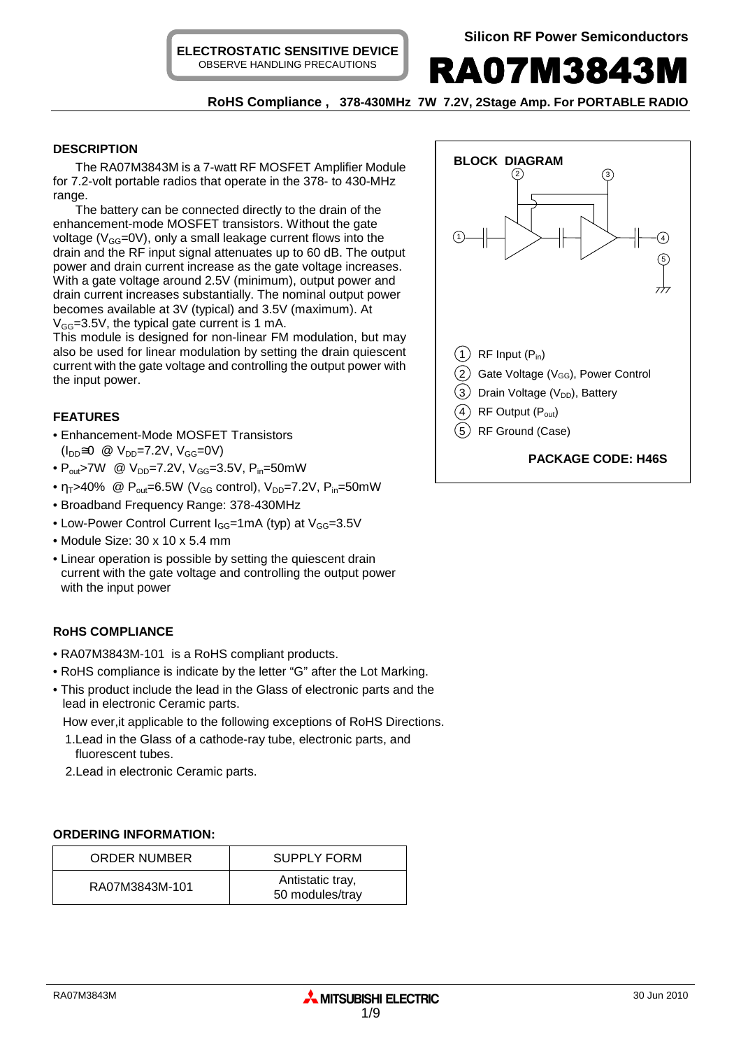ELECTROSTATIC SENSITIVE DEVICE
OBSERVE HANDLING PRECAUTIONS

Silicon RF Power Semiconductors

# RA07M3843M

**RoHS Compliance , 378-430MHz 7W 7.2V, 2Stage Amp. For PORTABLE RADIO**

## DESCRIPTION

The RA07M3843M is a 7-watt RF MOSFET Amplifier Module for 7.2-volt portable radios that operate in the 378- to 430-MHz range.

The battery can be connected directly to the drain of the enhancement-mode MOSFET transistors. Without the gate voltage ($V_{GG}$=0V), only a small leakage current flows into the drain and the RF input signal attenuates up to 60 dB. The output power and drain current increase as the gate voltage increases. With a gate voltage around 2.5V (minimum), output power and drain current increases substantially. The nominal output power becomes available at 3V (typical) and 3.5V (maximum). At $V_{GG}$=3.5V, the typical gate current is 1 mA.

This module is designed for non-linear FM modulation, but may also be used for linear modulation by setting the drain quiescent current with the gate voltage and controlling the output power with the input power.

## BLOCK DIAGRAM

1. RF Input ($P_{in}$)
2. Gate Voltage ($V_{GG}$), Power Control
3. Drain Voltage ($V_{DD}$), Battery
4. RF Output ($P_{out}$)
5. RF Ground (Case)

**PACKAGE CODE: H46S**

## FEATURES

- Enhancement-Mode MOSFET Transistors ($I_{DD}\cong 0$ @ $V_{DD}$=7.2V, $V_{GG}$=0V)
- $P_{out}$>7W @ $V_{DD}$=7.2V, $V_{GG}$=3.5V, $P_{in}$=50mW
- $\eta_T$>40% @ $P_{out}$=6.5W ($V_{GG}$ control), $V_{DD}$=7.2V, $P_{in}$=50mW
- Broadband Frequency Range: 378-430MHz
- Low-Power Control Current $I_{GG}$=1mA (typ) at $V_{GG}$=3.5V
- Module Size: 30 x 10 x 5.4 mm
- Linear operation is possible by setting the quiescent drain current with the gate voltage and controlling the output power with the input power

## RoHS COMPLIANCE

- RA07M3843M-101 is a RoHS compliant products.
- RoHS compliance is indicate by the letter "G" after the Lot Marking.
- This product include the lead in the Glass of electronic parts and the lead in electronic Ceramic parts.

  How ever,it applicable to the following exceptions of RoHS Directions.

  1.Lead in the Glass of a cathode-ray tube, electronic parts, and fluorescent tubes.

  2.Lead in electronic Ceramic parts.

## ORDERING INFORMATION:

| ORDER NUMBER | SUPPLY FORM |
|---|---|
| RA07M3843M-101 | Antistatic tray, 50 modules/tray |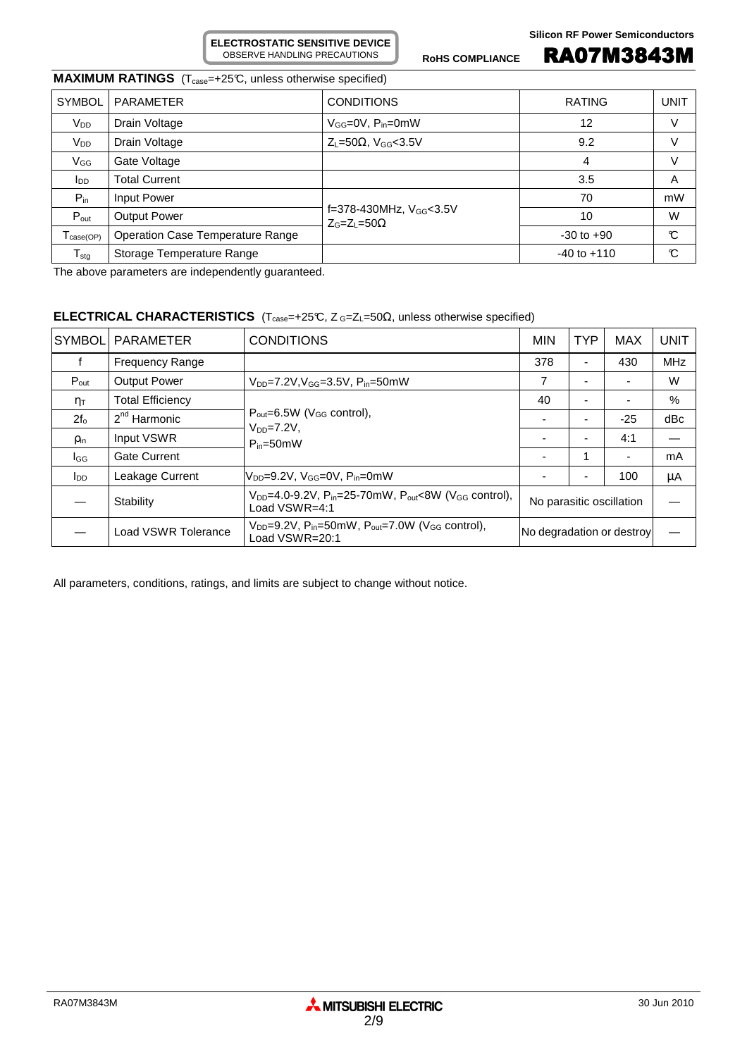ELECTROSTATIC SENSITIVE DEVICE
OBSERVE HANDLING PRECAUTIONS

RoHS COMPLIANCE

## MAXIMUM RATINGS ($T_{case}$=+25℃, unless otherwise specified)

| SYMBOL | PARAMETER | CONDITIONS | RATING | UNIT |
|---|---|---|---|---|
| $V_{DD}$ | Drain Voltage | $V_{GG}$=0V, $P_{in}$=0mW | 12 | V |
| $V_{DD}$ | Drain Voltage | $Z_L$=50Ω, $V_{GG}$<3.5V | 9.2 | V |
| $V_{GG}$ | Gate Voltage | | 4 | V |
| $I_{DD}$ | Total Current | | 3.5 | A |
| $P_{in}$ | Input Power | f=378-430MHz, $V_{GG}$<3.5V $Z_G$=$Z_L$=50Ω | 70 | mW |
| $P_{out}$ | Output Power | | 10 | W |
| $T_{case(OP)}$ | Operation Case Temperature Range | | -30 to +90 | ℃ |
| $T_{stg}$ | Storage Temperature Range | | -40 to +110 | ℃ |

The above parameters are independently guaranteed.

## ELECTRICAL CHARACTERISTICS ($T_{case}$=+25℃, $Z_G$=$Z_L$=50Ω, unless otherwise specified)

| SYMBOL | PARAMETER | CONDITIONS | MIN | TYP | MAX | UNIT |
|---|---|---|---|---|---|---|
| f | Frequency Range | | 378 | - | 430 | MHz |
| $P_{out}$ | Output Power | $V_{DD}$=7.2V,$V_{GG}$=3.5V, $P_{in}$=50mW | 7 | - | - | W |
| $\eta_T$ | Total Efficiency | $P_{out}$=6.5W ($V_{GG}$ control), $V_{DD}$=7.2V, $P_{in}$=50mW | 40 | - | - | % |
| $2f_o$ | 2nd Harmonic | | - | - | -25 | dBc |
| $\rho_{in}$ | Input VSWR | | - | - | 4:1 | — |
| $I_{GG}$ | Gate Current | | - | 1 | - | mA |
| $I_{DD}$ | Leakage Current | $V_{DD}$=9.2V, $V_{GG}$=0V, $P_{in}$=0mW | - | - | 100 | μA |
| — | Stability | $V_{DD}$=4.0-9.2V, $P_{in}$=25-70mW, $P_{out}$<8W ($V_{GG}$ control), Load VSWR=4:1 | No parasitic oscillation | | | — |
| — | Load VSWR Tolerance | $V_{DD}$=9.2V, $P_{in}$=50mW, $P_{out}$=7.0W ($V_{GG}$ control), Load VSWR=20:1 | No degradation or destroy | | | — |

All parameters, conditions, ratings, and limits are subject to change without notice.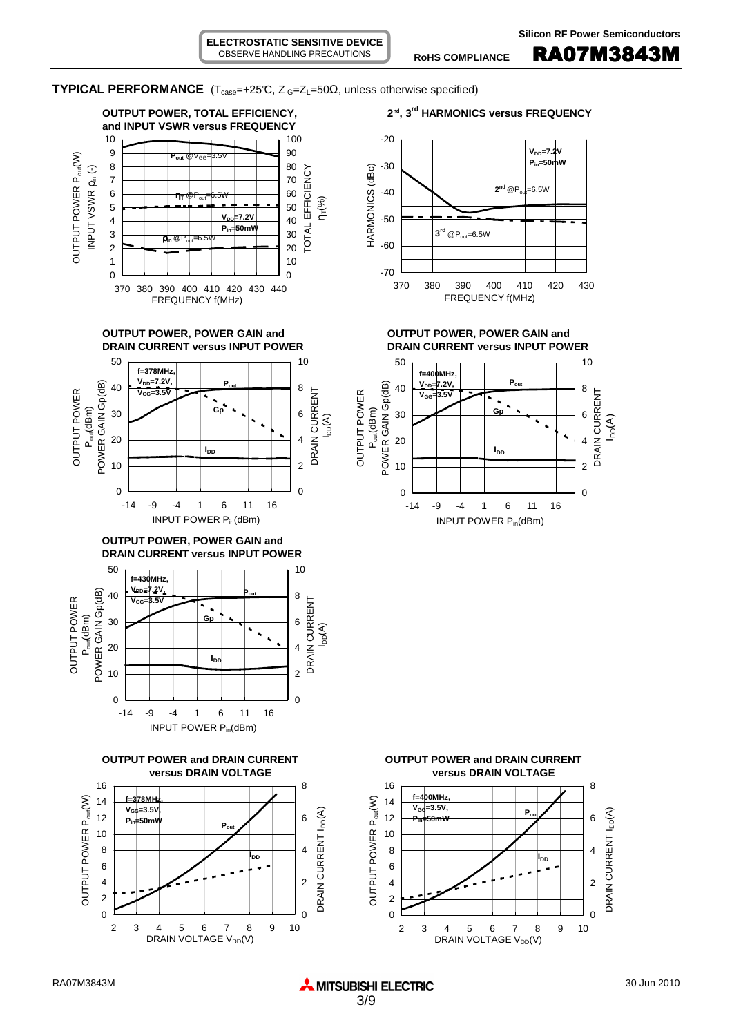## TYPICAL PERFORMANCE ($T_{case}$=+25℃, $Z_G$=$Z_L$=50Ω, unless otherwise specified)

**OUTPUT POWER, TOTAL EFFICIENCY, and INPUT VSWR versus FREQUENCY**

**2nd, 3rd HARMONICS versus FREQUENCY**

**OUTPUT POWER, POWER GAIN and DRAIN CURRENT versus INPUT POWER**

**OUTPUT POWER, POWER GAIN and DRAIN CURRENT versus INPUT POWER**

**OUTPUT POWER, POWER GAIN and DRAIN CURRENT versus INPUT POWER**

**OUTPUT POWER and DRAIN CURRENT versus DRAIN VOLTAGE**

**OUTPUT POWER and DRAIN CURRENT versus DRAIN VOLTAGE**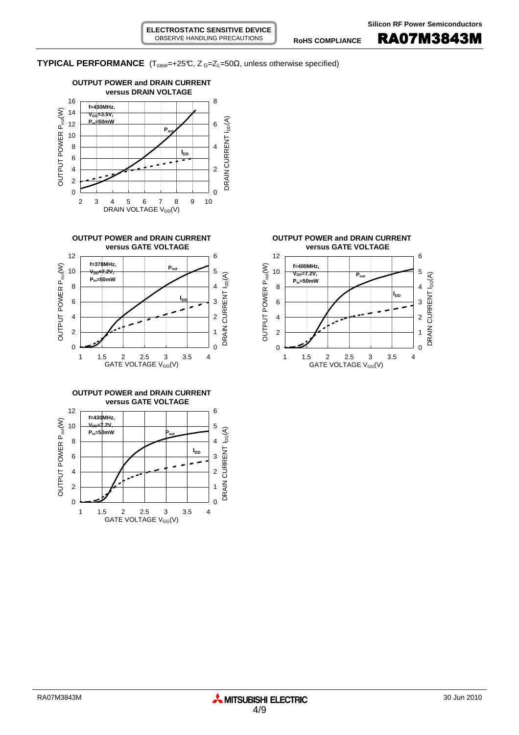**TYPICAL PERFORMANCE** ($T_{case}$=+25°C, $Z_G$=$Z_L$=50Ω, unless otherwise specified)

**OUTPUT POWER and DRAIN CURRENT versus DRAIN VOLTAGE**

f=430MHz, $V_{GG}$=3.5V, $P_{in}$=50mW

**OUTPUT POWER and DRAIN CURRENT versus GATE VOLTAGE**

f=378MHz, $V_{DD}$=7.2V, $P_{in}$=50mW

**OUTPUT POWER and DRAIN CURRENT versus GATE VOLTAGE**

f=400MHz, $V_{DD}$=7.2V, $P_{in}$=50mW

**OUTPUT POWER and DRAIN CURRENT versus GATE VOLTAGE**

f=430MHz, $V_{DD}$=7.2V, $P_{in}$=50mW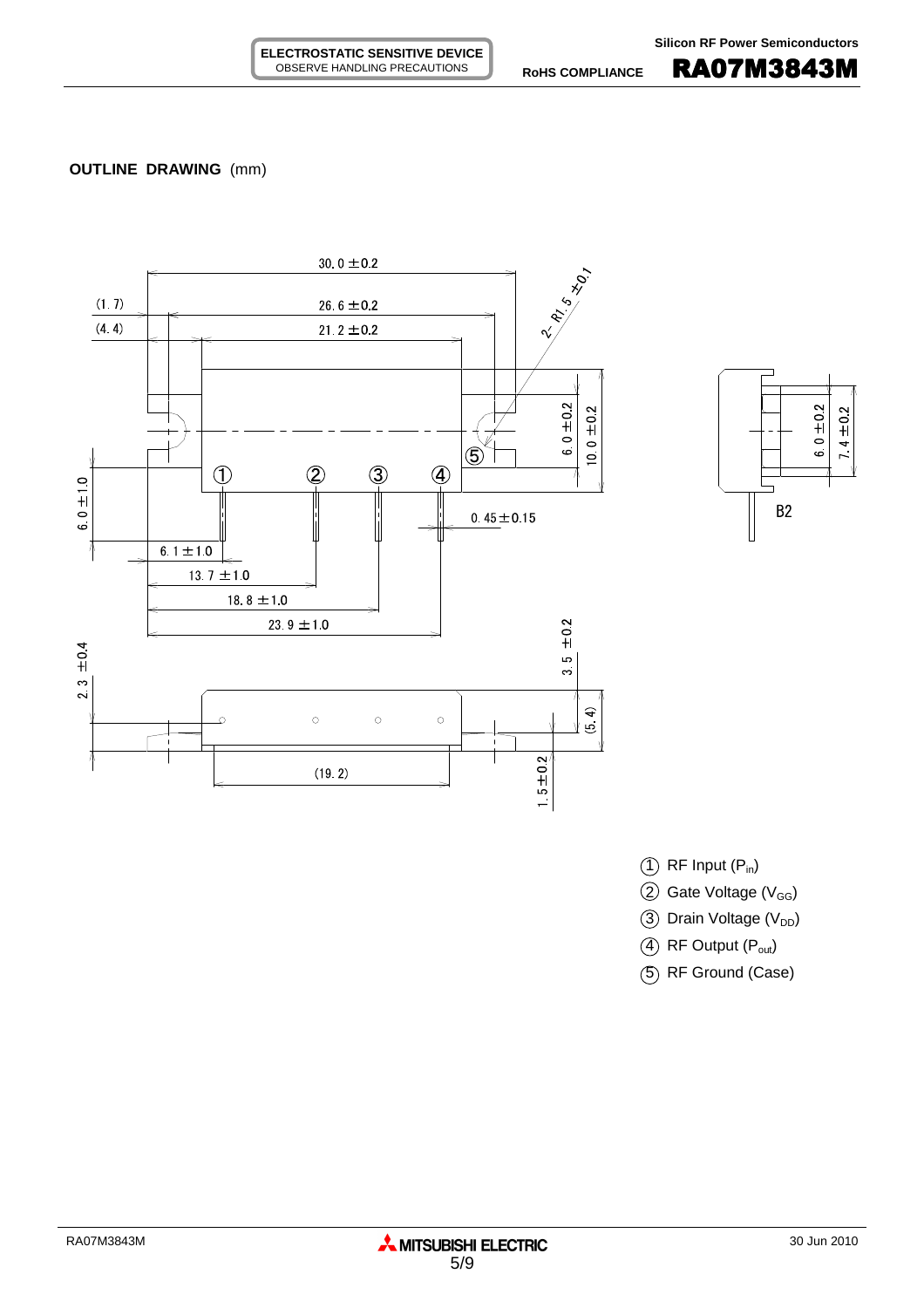**OUTLINE DRAWING** (mm)

1. RF Input ($P_{in}$)
2. Gate Voltage ($V_{GG}$)
3. Drain Voltage ($V_{DD}$)
4. RF Output ($P_{out}$)
5. RF Ground (Case)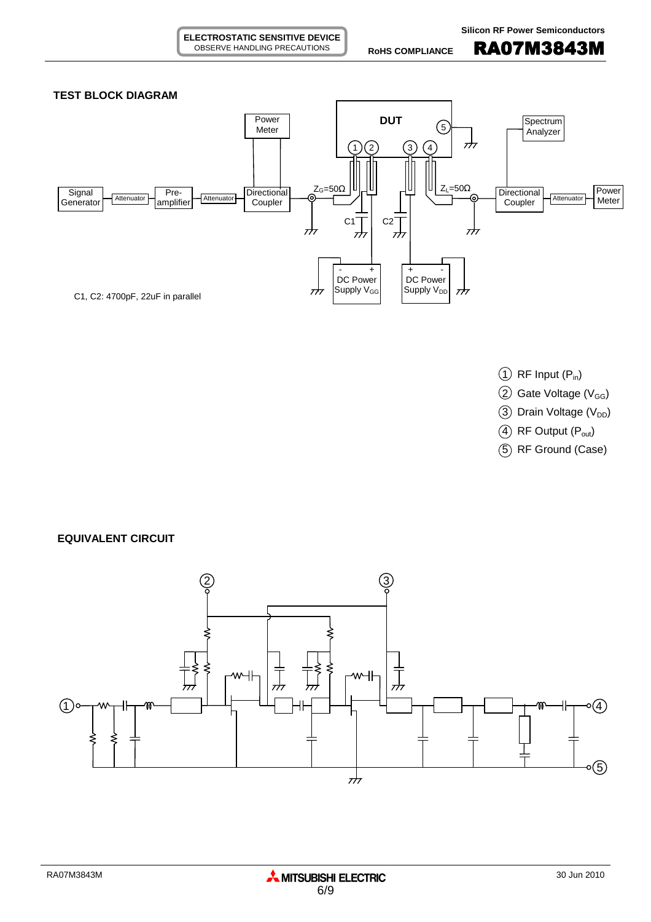## TEST BLOCK DIAGRAM

C1, C2: 4700pF, 22uF in parallel

1. RF Input ($P_{in}$)
2. Gate Voltage ($V_{GG}$)
3. Drain Voltage ($V_{DD}$)
4. RF Output ($P_{out}$)
5. RF Ground (Case)

## EQUIVALENT CIRCUIT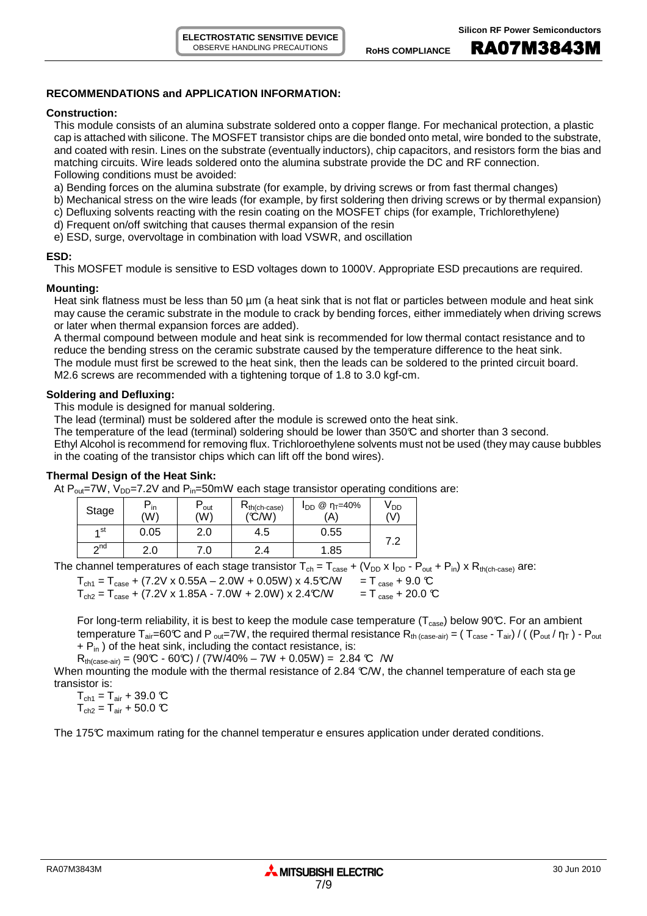## RECOMMENDATIONS and APPLICATION INFORMATION:

### Construction:

This module consists of an alumina substrate soldered onto a copper flange. For mechanical protection, a plastic cap is attached with silicone. The MOSFET transistor chips are die bonded onto metal, wire bonded to the substrate, and coated with resin. Lines on the substrate (eventually inductors), chip capacitors, and resistors form the bias and matching circuits. Wire leads soldered onto the alumina substrate provide the DC and RF connection.
Following conditions must be avoided:

a) Bending forces on the alumina substrate (for example, by driving screws or from fast thermal changes)
b) Mechanical stress on the wire leads (for example, by first soldering then driving screws or by thermal expansion)
c) Defluxing solvents reacting with the resin coating on the MOSFET chips (for example, Trichlorethylene)
d) Frequent on/off switching that causes thermal expansion of the resin
e) ESD, surge, overvoltage in combination with load VSWR, and oscillation

### ESD:

This MOSFET module is sensitive to ESD voltages down to 1000V. Appropriate ESD precautions are required.

### Mounting:

Heat sink flatness must be less than 50 µm (a heat sink that is not flat or particles between module and heat sink may cause the ceramic substrate in the module to crack by bending forces, either immediately when driving screws or later when thermal expansion forces are added).
A thermal compound between module and heat sink is recommended for low thermal contact resistance and to reduce the bending stress on the ceramic substrate caused by the temperature difference to the heat sink.
The module must first be screwed to the heat sink, then the leads can be soldered to the printed circuit board.
M2.6 screws are recommended with a tightening torque of 1.8 to 3.0 kgf-cm.

### Soldering and Defluxing:

This module is designed for manual soldering.
The lead (terminal) must be soldered after the module is screwed onto the heat sink.
The temperature of the lead (terminal) soldering should be lower than 350°C and shorter than 3 second.
Ethyl Alcohol is recommend for removing flux. Trichloroethylene solvents must not be used (they may cause bubbles in the coating of the transistor chips which can lift off the bond wires).

### Thermal Design of the Heat Sink:

At $P_{out}$=7W, $V_{DD}$=7.2V and $P_{in}$=50mW each stage transistor operating conditions are:

| Stage | $P_{in}$ (W) | $P_{out}$ (W) | $R_{th(ch-case)}$ (°C/W) | $I_{DD}$ @ $\eta_T$=40% (A) | $V_{DD}$ (V) |
|---|---|---|---|---|---|
| 1st | 0.05 | 2.0 | 4.5 | 0.55 | 7.2 |
| 2nd | 2.0 | 7.0 | 2.4 | 1.85 | |

The channel temperatures of each stage transistor $T_{ch} = T_{case} + (V_{DD} \times I_{DD} - P_{out} + P_{in}) \times R_{th(ch-case)}$ are:

$T_{ch1} = T_{case} + (7.2V \times 0.55A - 2.0W + 0.05W) \times 4.5°C/W \quad = T_{case} + 9.0$ °C
$T_{ch2} = T_{case} + (7.2V \times 1.85A - 7.0W + 2.0W) \times 2.4°C/W \quad = T_{case} + 20.0$ °C

For long-term reliability, it is best to keep the module case temperature ($T_{case}$) below 90°C. For an ambient temperature $T_{air}$=60°C and $P_{out}$=7W, the required thermal resistance $R_{th\,(case-air)} = (T_{case} - T_{air}) / ((P_{out} / \eta_T) - P_{out} + P_{in})$ of the heat sink, including the contact resistance, is:

$R_{th(case-air)} = (90°C - 60°C) / (7W/40\% - 7W + 0.05W) = 2.84$ °C /W

When mounting the module with the thermal resistance of 2.84 °C/W, the channel temperature of each stage transistor is:

$T_{ch1} = T_{air} + 39.0$ °C
$T_{ch2} = T_{air} + 50.0$ °C

The 175°C maximum rating for the channel temperature ensures application under derated conditions.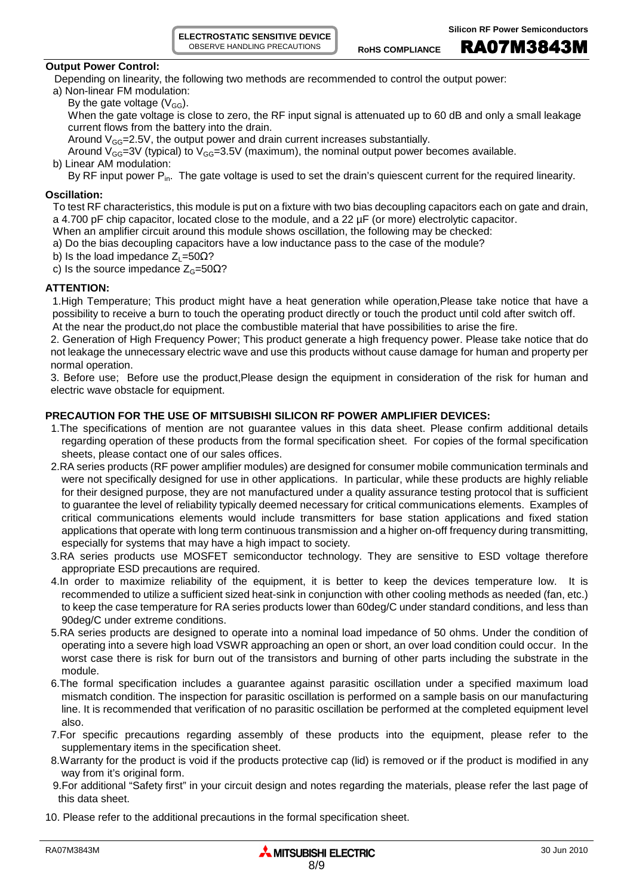**Output Power Control:**

Depending on linearity, the following two methods are recommended to control the output power:

a) Non-linear FM modulation:

By the gate voltage ($V_{GG}$).

When the gate voltage is close to zero, the RF input signal is attenuated up to 60 dB and only a small leakage current flows from the battery into the drain.

Around $V_{GG}$=2.5V, the output power and drain current increases substantially.

Around $V_{GG}$=3V (typical) to $V_{GG}$=3.5V (maximum), the nominal output power becomes available.

b) Linear AM modulation:

By RF input power $P_{in}$. The gate voltage is used to set the drain's quiescent current for the required linearity.

**Oscillation:**

To test RF characteristics, this module is put on a fixture with two bias decoupling capacitors each on gate and drain, a 4.700 pF chip capacitor, located close to the module, and a 22 µF (or more) electrolytic capacitor.

When an amplifier circuit around this module shows oscillation, the following may be checked:

a) Do the bias decoupling capacitors have a low inductance pass to the case of the module?

b) Is the load impedance $Z_L$=50Ω?

c) Is the source impedance $Z_G$=50Ω?

**ATTENTION:**

1.High Temperature; This product might have a heat generation while operation,Please take notice that have a possibility to receive a burn to touch the operating product directly or touch the product until cold after switch off. At the near the product,do not place the combustible material that have possibilities to arise the fire.

2. Generation of High Frequency Power; This product generate a high frequency power. Please take notice that do not leakage the unnecessary electric wave and use this products without cause damage for human and property per normal operation.

3. Before use; Before use the product,Please design the equipment in consideration of the risk for human and electric wave obstacle for equipment.

**PRECAUTION FOR THE USE OF MITSUBISHI SILICON RF POWER AMPLIFIER DEVICES:**

1.The specifications of mention are not guarantee values in this data sheet. Please confirm additional details regarding operation of these products from the formal specification sheet. For copies of the formal specification sheets, please contact one of our sales offices.

2.RA series products (RF power amplifier modules) are designed for consumer mobile communication terminals and were not specifically designed for use in other applications. In particular, while these products are highly reliable for their designed purpose, they are not manufactured under a quality assurance testing protocol that is sufficient to guarantee the level of reliability typically deemed necessary for critical communications elements. Examples of critical communications elements would include transmitters for base station applications and fixed station applications that operate with long term continuous transmission and a higher on-off frequency during transmitting, especially for systems that may have a high impact to society.

3.RA series products use MOSFET semiconductor technology. They are sensitive to ESD voltage therefore appropriate ESD precautions are required.

4.In order to maximize reliability of the equipment, it is better to keep the devices temperature low. It is recommended to utilize a sufficient sized heat-sink in conjunction with other cooling methods as needed (fan, etc.) to keep the case temperature for RA series products lower than 60deg/C under standard conditions, and less than 90deg/C under extreme conditions.

5.RA series products are designed to operate into a nominal load impedance of 50 ohms. Under the condition of operating into a severe high load VSWR approaching an open or short, an over load condition could occur. In the worst case there is risk for burn out of the transistors and burning of other parts including the substrate in the module.

6.The formal specification includes a guarantee against parasitic oscillation under a specified maximum load mismatch condition. The inspection for parasitic oscillation is performed on a sample basis on our manufacturing line. It is recommended that verification of no parasitic oscillation be performed at the completed equipment level also.

7.For specific precautions regarding assembly of these products into the equipment, please refer to the supplementary items in the specification sheet.

8.Warranty for the product is void if the products protective cap (lid) is removed or if the product is modified in any way from it's original form.

9.For additional "Safety first" in your circuit design and notes regarding the materials, please refer the last page of this data sheet.

10. Please refer to the additional precautions in the formal specification sheet.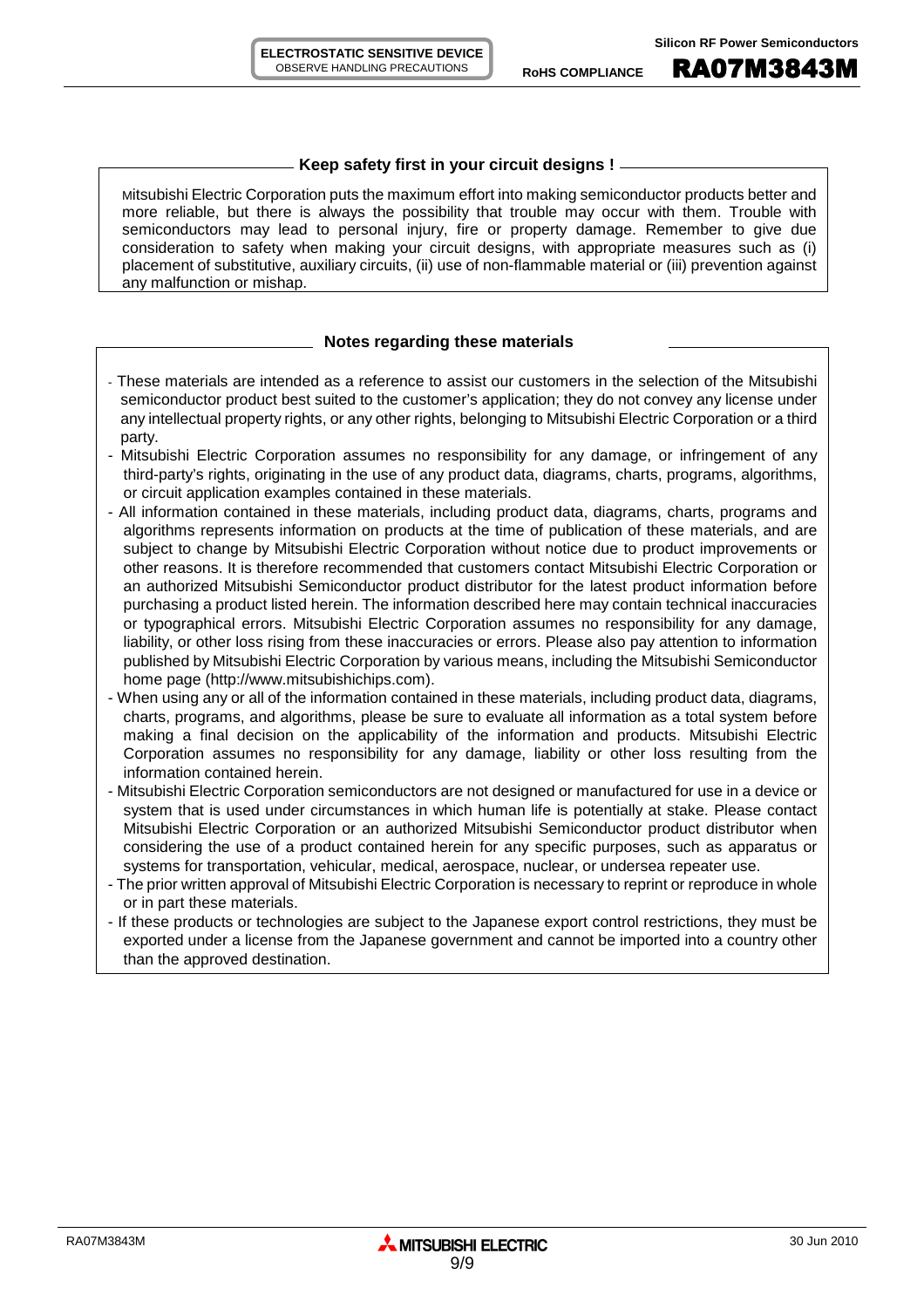## Keep safety first in your circuit designs !

Mitsubishi Electric Corporation puts the maximum effort into making semiconductor products better and more reliable, but there is always the possibility that trouble may occur with them. Trouble with semiconductors may lead to personal injury, fire or property damage. Remember to give due consideration to safety when making your circuit designs, with appropriate measures such as (i) placement of substitutive, auxiliary circuits, (ii) use of non-flammable material or (iii) prevention against any malfunction or mishap.

## Notes regarding these materials

- These materials are intended as a reference to assist our customers in the selection of the Mitsubishi semiconductor product best suited to the customer's application; they do not convey any license under any intellectual property rights, or any other rights, belonging to Mitsubishi Electric Corporation or a third party.
- Mitsubishi Electric Corporation assumes no responsibility for any damage, or infringement of any third-party's rights, originating in the use of any product data, diagrams, charts, programs, algorithms, or circuit application examples contained in these materials.
- All information contained in these materials, including product data, diagrams, charts, programs and algorithms represents information on products at the time of publication of these materials, and are subject to change by Mitsubishi Electric Corporation without notice due to product improvements or other reasons. It is therefore recommended that customers contact Mitsubishi Electric Corporation or an authorized Mitsubishi Semiconductor product distributor for the latest product information before purchasing a product listed herein. The information described here may contain technical inaccuracies or typographical errors. Mitsubishi Electric Corporation assumes no responsibility for any damage, liability, or other loss rising from these inaccuracies or errors. Please also pay attention to information published by Mitsubishi Electric Corporation by various means, including the Mitsubishi Semiconductor home page (http://www.mitsubishichips.com).
- When using any or all of the information contained in these materials, including product data, diagrams, charts, programs, and algorithms, please be sure to evaluate all information as a total system before making a final decision on the applicability of the information and products. Mitsubishi Electric Corporation assumes no responsibility for any damage, liability or other loss resulting from the information contained herein.
- Mitsubishi Electric Corporation semiconductors are not designed or manufactured for use in a device or system that is used under circumstances in which human life is potentially at stake. Please contact Mitsubishi Electric Corporation or an authorized Mitsubishi Semiconductor product distributor when considering the use of a product contained herein for any specific purposes, such as apparatus or systems for transportation, vehicular, medical, aerospace, nuclear, or undersea repeater use.
- The prior written approval of Mitsubishi Electric Corporation is necessary to reprint or reproduce in whole or in part these materials.
- If these products or technologies are subject to the Japanese export control restrictions, they must be exported under a license from the Japanese government and cannot be imported into a country other than the approved destination.